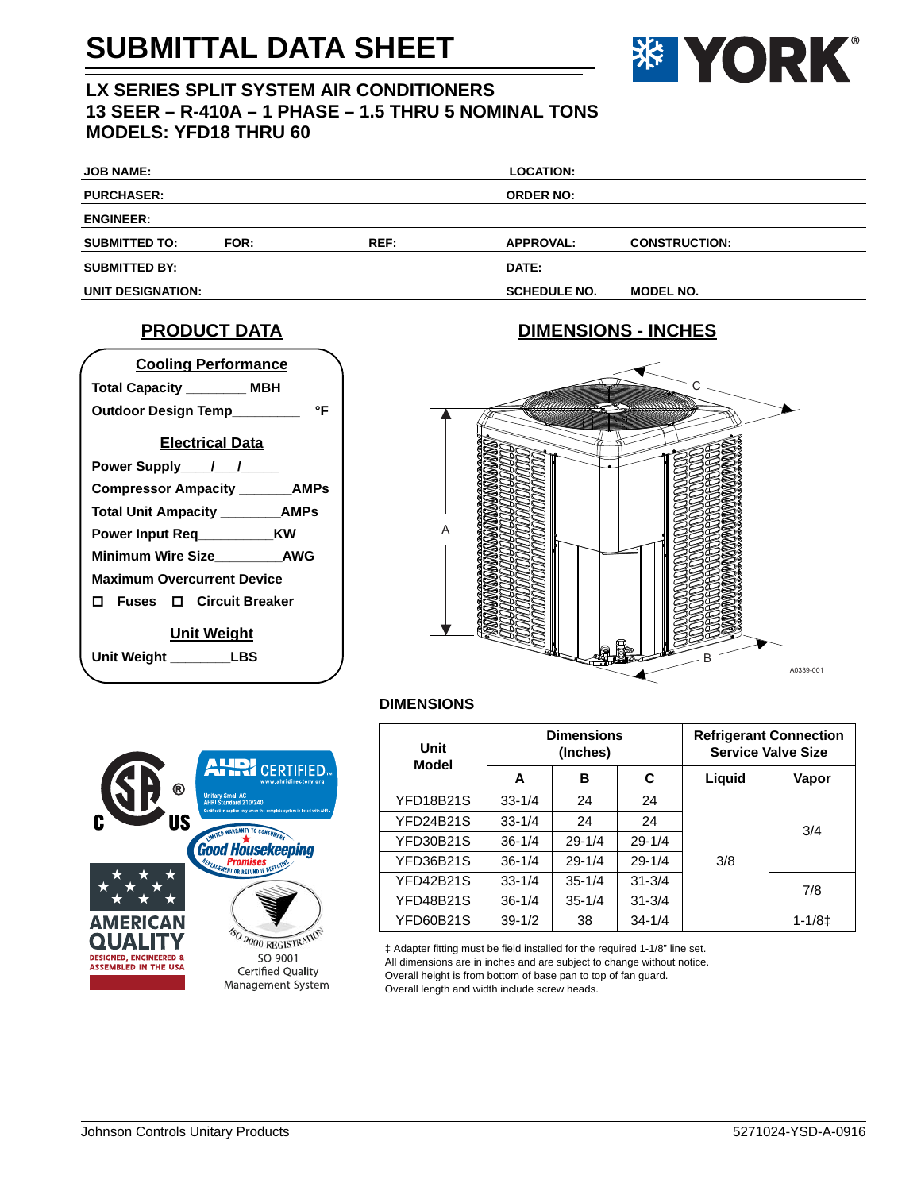# SUBMITTAL DATA SHEET

YORK®

## LX SERIES SPLIT SYSTEM AIR CONDITIONERS
## 13 SEER – R-410A – 1 PHASE – 1.5 THRU 5 NOMINAL TONS
## MODELS: YFD18 THRU 60

| | | | | |
|---|---|---|---|---|
| **JOB NAME:** | | | **LOCATION:** | |
| **PURCHASER:** | | | **ORDER NO:** | |
| **ENGINEER:** | | | | |
| **SUBMITTED TO:** | **FOR:** | **REF:** | **APPROVAL:** | **CONSTRUCTION:** |
| **SUBMITTED BY:** | | | **DATE:** | |
| **UNIT DESIGNATION:** | | | **SCHEDULE NO.** | **MODEL NO.** |

## PRODUCT DATA

### Cooling Performance

**Total Capacity ________ MBH**

**Outdoor Design Temp_________ °F**

### Electrical Data

**Power Supply____/___/_____**

**Compressor Ampacity _______AMPs**

**Total Unit Ampacity ________AMPs**

**Power Input Req__________KW**

**Minimum Wire Size_________AWG**

**Maximum Overcurrent Device**

☐ **Fuses** ☐ **Circuit Breaker**

### Unit Weight

**Unit Weight ________LBS**

## DIMENSIONS - INCHES

A0339-001

### DIMENSIONS

| Unit Model | Dimensions (Inches) | | | Refrigerant Connection Service Valve Size | |
|---|---|---|---|---|---|
| | A | B | C | Liquid | Vapor |
| YFD18B21S | 33-1/4 | 24 | 24 | 3/8 | 3/4 |
| YFD24B21S | 33-1/4 | 24 | 24 | 3/8 | 3/4 |
| YFD30B21S | 36-1/4 | 29-1/4 | 29-1/4 | 3/8 | 3/4 |
| YFD36B21S | 36-1/4 | 29-1/4 | 29-1/4 | 3/8 | 3/4 |
| YFD42B21S | 33-1/4 | 35-1/4 | 31-3/4 | 3/8 | 7/8 |
| YFD48B21S | 36-1/4 | 35-1/4 | 31-3/4 | 3/8 | 7/8 |
| YFD60B21S | 39-1/2 | 38 | 34-1/4 | 3/8 | 1-1/8‡ |

‡ Adapter fitting must be field installed for the required 1-1/8" line set.
All dimensions are in inches and are subject to change without notice.
Overall height is from bottom of base pan to top of fan guard.
Overall length and width include screw heads.

AHRI CERTIFIED™ www.ahridirectory.org
Unitary Small AC
AHRI Standard 210/240

AMERICAN QUALITY
DESIGNED, ENGINEERED & ASSEMBLED IN THE USA

ISO 9001
Certified Quality
Management System

Johnson Controls Unitary Products 5271024-YSD-A-0916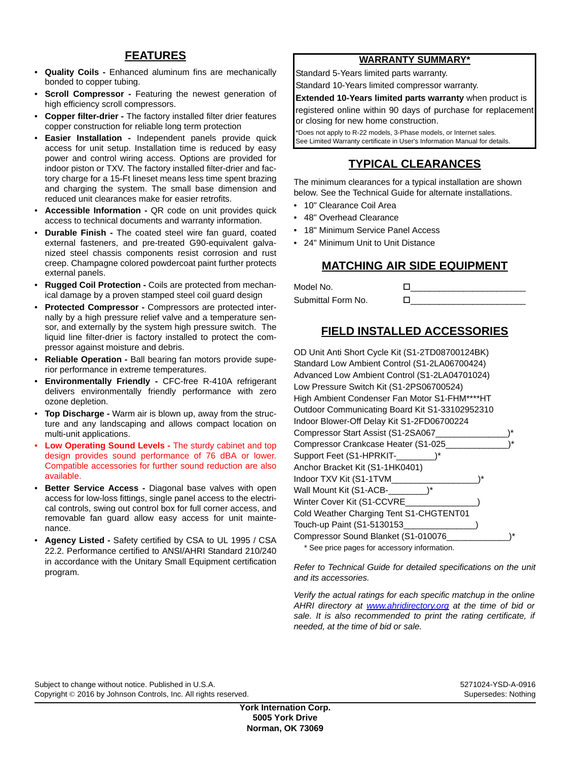## FEATURES

- **Quality Coils -** Enhanced aluminum fins are mechanically bonded to copper tubing.
- **Scroll Compressor -** Featuring the newest generation of high efficiency scroll compressors.
- **Copper filter-drier -** The factory installed filter drier features copper construction for reliable long term protection
- **Easier Installation -** Independent panels provide quick access for unit setup. Installation time is reduced by easy power and control wiring access. Options are provided for indoor piston or TXV. The factory installed filter-drier and factory charge for a 15-Ft lineset means less time spent brazing and charging the system. The small base dimension and reduced unit clearances make for easier retrofits.
- **Accessible Information -** QR code on unit provides quick access to technical documents and warranty information.
- **Durable Finish -** The coated steel wire fan guard, coated external fasteners, and pre-treated G90-equivalent galvanized steel chassis components resist corrosion and rust creep. Champagne colored powdercoat paint further protects external panels.
- **Rugged Coil Protection -** Coils are protected from mechanical damage by a proven stamped steel coil guard design
- **Protected Compressor -** Compressors are protected internally by a high pressure relief valve and a temperature sensor, and externally by the system high pressure switch. The liquid line filter-drier is factory installed to protect the compressor against moisture and debris.
- **Reliable Operation -** Ball bearing fan motors provide superior performance in extreme temperatures.
- **Environmentally Friendly -** CFC-free R-410A refrigerant delivers environmentally friendly performance with zero ozone depletion.
- **Top Discharge -** Warm air is blown up, away from the structure and any landscaping and allows compact location on multi-unit applications.
- **Low Operating Sound Levels -** The sturdy cabinet and top design provides sound performance of 76 dBA or lower. Compatible accessories for further sound reduction are also available.
- **Better Service Access -** Diagonal base valves with open access for low-loss fittings, single panel access to the electrical controls, swing out control box for full corner access, and removable fan guard allow easy access for unit maintenance.
- **Agency Listed -** Safety certified by CSA to UL 1995 / CSA 22.2. Performance certified to ANSI/AHRI Standard 210/240 in accordance with the Unitary Small Equipment certification program.

## WARRANTY SUMMARY*

Standard 5-Years limited parts warranty.

Standard 10-Years limited compressor warranty.

**Extended 10-Years limited parts warranty** when product is registered online within 90 days of purchase for replacement or closing for new home construction.

*Does not apply to R-22 models, 3-Phase models, or Internet sales.
See Limited Warranty certificate in User's Information Manual for details.

## TYPICAL CLEARANCES

The minimum clearances for a typical installation are shown below. See the Technical Guide for alternate installations.

- 10" Clearance Coil Area
- 48" Overhead Clearance
- 18" Minimum Service Panel Access
- 24" Minimum Unit to Unit Distance

## MATCHING AIR SIDE EQUIPMENT

Model No. ☐________________________

Submittal Form No. ☐________________________

## FIELD INSTALLED ACCESSORIES

OD Unit Anti Short Cycle Kit (S1-2TD08700124BK)
Standard Low Ambient Control (S1-2LA06700424)
Advanced Low Ambient Control (S1-2LA04701024)
Low Pressure Switch Kit (S1-2PS06700524)
High Ambient Condenser Fan Motor S1-FHM****HT
Outdoor Communicating Board Kit S1-33102952310
Indoor Blower-Off Delay Kit S1-2FD06700224
Compressor Start Assist (S1-2SA067_______________)*
Compressor Crankcase Heater (S1-025_____________)*
Support Feet (S1-HPRKIT-________)*
Anchor Bracket Kit (S1-1HK0401)
Indoor TXV Kit (S1-1TVM__________________)*
Wall Mount Kit (S1-ACB-________)*
Winter Cover Kit (S1-CCVRE_______________)
Cold Weather Charging Tent S1-CHGTENT01
Touch-up Paint (S1-5130153_______________)
Compressor Sound Blanket (S1-010076_____________)*

\* See price pages for accessory information.

*Refer to Technical Guide for detailed specifications on the unit and its accessories.*

*Verify the actual ratings for each specific matchup in the online AHRI directory at www.ahridirectory.org at the time of bid or sale. It is also recommended to print the rating certificate, if needed, at the time of bid or sale.*

Subject to change without notice. Published in U.S.A.
Copyright © 2016 by Johnson Controls, Inc. All rights reserved.

5271024-YSD-A-0916
Supersedes: Nothing

**York Internation Corp.**
**5005 York Drive**
**Norman, OK 73069**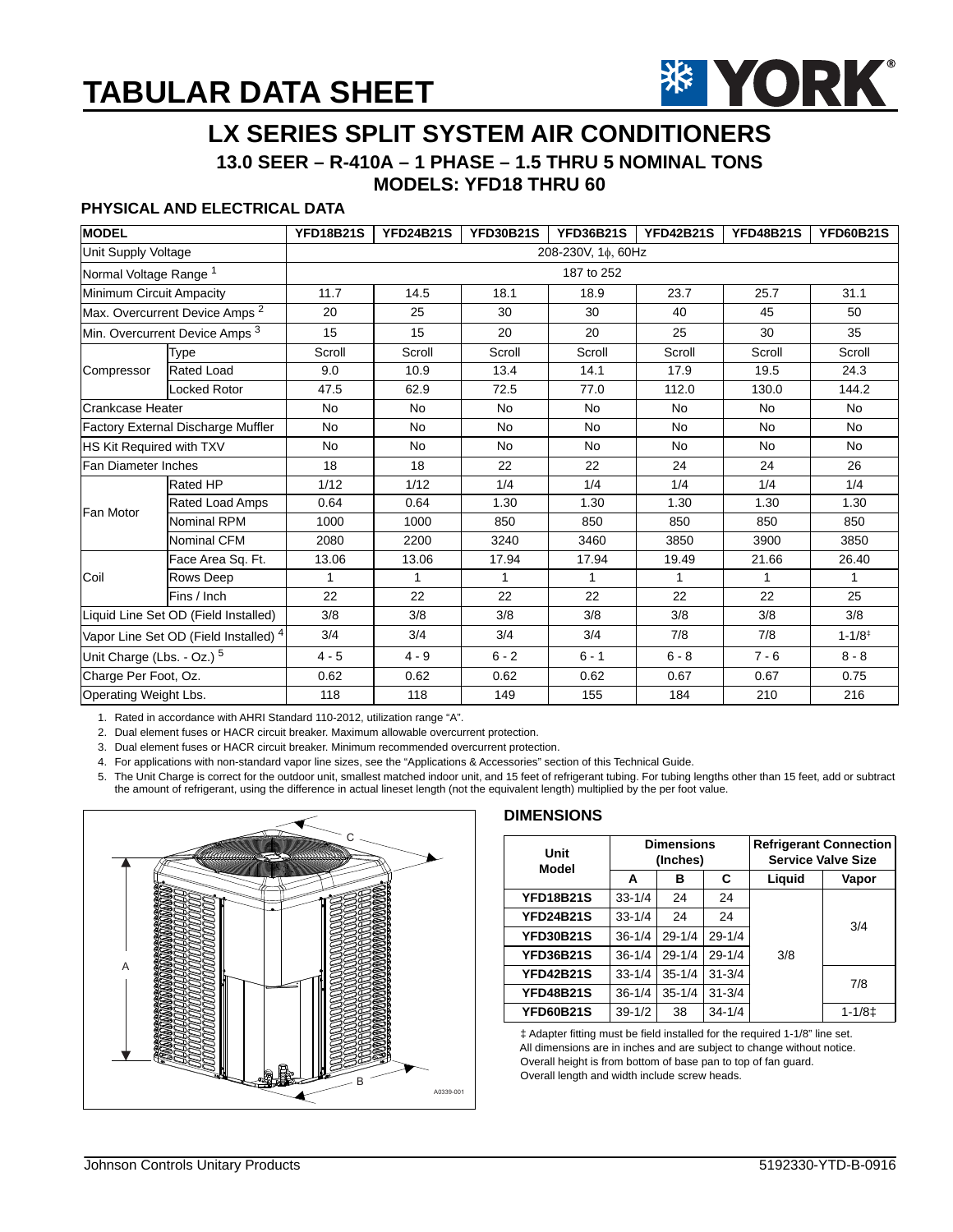# TABULAR DATA SHEET

## LX SERIES SPLIT SYSTEM AIR CONDITIONERS

### 13.0 SEER – R-410A – 1 PHASE – 1.5 THRU 5 NOMINAL TONS

### MODELS: YFD18 THRU 60

### PHYSICAL AND ELECTRICAL DATA

| MODEL | | YFD18B21S | YFD24B21S | YFD30B21S | YFD36B21S | YFD42B21S | YFD48B21S | YFD60B21S |
|---|---|---|---|---|---|---|---|---|
| Unit Supply Voltage | | 208-230V, 1ϕ, 60Hz | | | | | | |
| Normal Voltage Range [1] | | 187 to 252 | | | | | | |
| Minimum Circuit Ampacity | | 11.7 | 14.5 | 18.1 | 18.9 | 23.7 | 25.7 | 31.1 |
| Max. Overcurrent Device Amps [2] | | 20 | 25 | 30 | 30 | 40 | 45 | 50 |
| Min. Overcurrent Device Amps [3] | | 15 | 15 | 20 | 20 | 25 | 30 | 35 |
| Compressor | Type | Scroll | Scroll | Scroll | Scroll | Scroll | Scroll | Scroll |
| | Rated Load | 9.0 | 10.9 | 13.4 | 14.1 | 17.9 | 19.5 | 24.3 |
| | Locked Rotor | 47.5 | 62.9 | 72.5 | 77.0 | 112.0 | 130.0 | 144.2 |
| Crankcase Heater | | No | No | No | No | No | No | No |
| Factory External Discharge Muffler | | No | No | No | No | No | No | No |
| HS Kit Required with TXV | | No | No | No | No | No | No | No |
| Fan Diameter Inches | | 18 | 18 | 22 | 22 | 24 | 24 | 26 |
| Fan Motor | Rated HP | 1/12 | 1/12 | 1/4 | 1/4 | 1/4 | 1/4 | 1/4 |
| | Rated Load Amps | 0.64 | 0.64 | 1.30 | 1.30 | 1.30 | 1.30 | 1.30 |
| | Nominal RPM | 1000 | 1000 | 850 | 850 | 850 | 850 | 850 |
| | Nominal CFM | 2080 | 2200 | 3240 | 3460 | 3850 | 3900 | 3850 |
| Coil | Face Area Sq. Ft. | 13.06 | 13.06 | 17.94 | 17.94 | 19.49 | 21.66 | 26.40 |
| | Rows Deep | 1 | 1 | 1 | 1 | 1 | 1 | 1 |
| | Fins / Inch | 22 | 22 | 22 | 22 | 22 | 22 | 25 |
| Liquid Line Set OD (Field Installed) | | 3/8 | 3/8 | 3/8 | 3/8 | 3/8 | 3/8 | 3/8 |
| Vapor Line Set OD (Field Installed) [4] | | 3/4 | 3/4 | 3/4 | 3/4 | 7/8 | 7/8 | 1-1/8‡ |
| Unit Charge (Lbs. - Oz.) [5] | | 4 - 5 | 4 - 9 | 6 - 2 | 6 - 1 | 6 - 8 | 7 - 6 | 8 - 8 |
| Charge Per Foot, Oz. | | 0.62 | 0.62 | 0.62 | 0.62 | 0.67 | 0.67 | 0.75 |
| Operating Weight Lbs. | | 118 | 118 | 149 | 155 | 184 | 210 | 216 |

1. Rated in accordance with AHRI Standard 110-2012, utilization range "A".
2. Dual element fuses or HACR circuit breaker. Maximum allowable overcurrent protection.
3. Dual element fuses or HACR circuit breaker. Minimum recommended overcurrent protection.
4. For applications with non-standard vapor line sizes, see the "Applications & Accessories" section of this Technical Guide.
5. The Unit Charge is correct for the outdoor unit, smallest matched indoor unit, and 15 feet of refrigerant tubing. For tubing lengths other than 15 feet, add or subtract the amount of refrigerant, using the difference in actual lineset length (not the equivalent length) multiplied by the per foot value.

A0339-001

### DIMENSIONS

| Unit Model | Dimensions (Inches) | | | Refrigerant Connection Service Valve Size | |
|---|---|---|---|---|---|
| | A | B | C | Liquid | Vapor |
| YFD18B21S | 33-1/4 | 24 | 24 | 3/8 | 3/4 |
| YFD24B21S | 33-1/4 | 24 | 24 | 3/8 | 3/4 |
| YFD30B21S | 36-1/4 | 29-1/4 | 29-1/4 | 3/8 | 3/4 |
| YFD36B21S | 36-1/4 | 29-1/4 | 29-1/4 | 3/8 | 3/4 |
| YFD42B21S | 33-1/4 | 35-1/4 | 31-3/4 | 3/8 | 7/8 |
| YFD48B21S | 36-1/4 | 35-1/4 | 31-3/4 | 3/8 | 7/8 |
| YFD60B21S | 39-1/2 | 38 | 34-1/4 | 3/8 | 1-1/8‡ |

‡ Adapter fitting must be field installed for the required 1-1/8" line set.
All dimensions are in inches and are subject to change without notice.
Overall height is from bottom of base pan to top of fan guard.
Overall length and width include screw heads.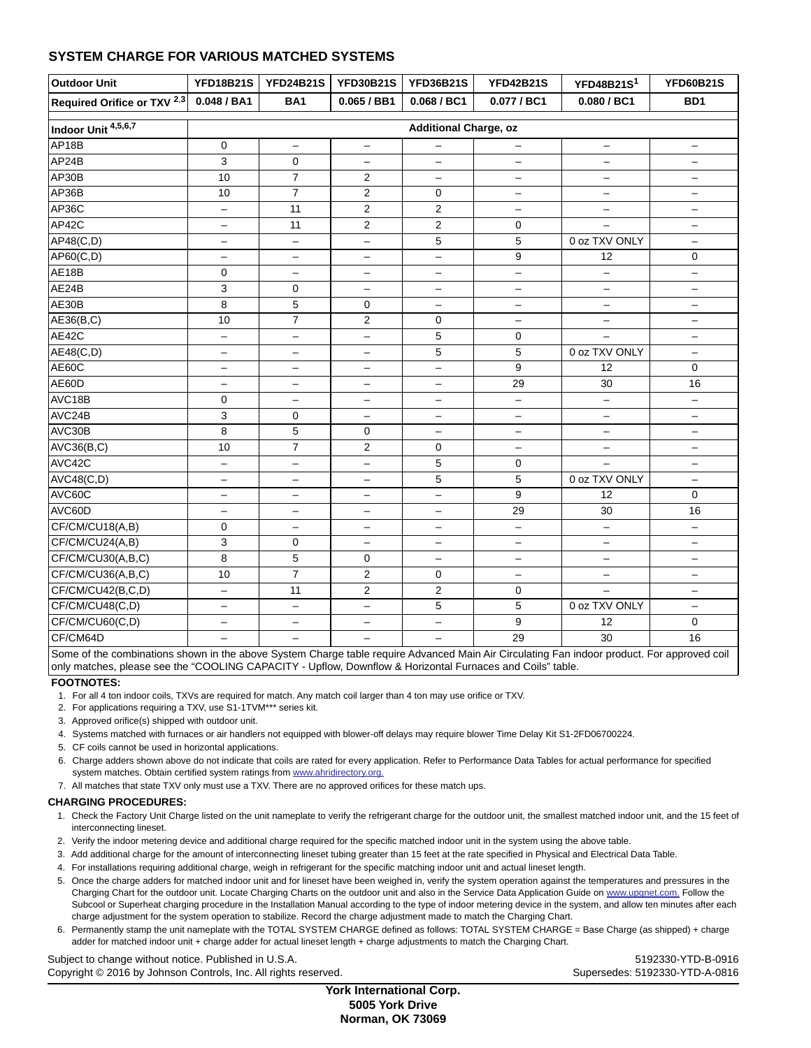## SYSTEM CHARGE FOR VARIOUS MATCHED SYSTEMS

| Outdoor Unit | YFD18B21S | YFD24B21S | YFD30B21S | YFD36B21S | YFD42B21S | YFD48B21S[1] | YFD60B21S |
|---|---|---|---|---|---|---|---|
| Required Orifice or TXV [2,3] | 0.048 / BA1 | BA1 | 0.065 / BB1 | 0.068 / BC1 | 0.077 / BC1 | 0.080 / BC1 | BD1 |
| Indoor Unit [4,5,6,7] | Additional Charge, oz | | | | | | |
| AP18B | 0 | – | – | – | – | – | – |
| AP24B | 3 | 0 | – | – | – | – | – |
| AP30B | 10 | 7 | 2 | – | – | – | – |
| AP36B | 10 | 7 | 2 | 0 | – | – | – |
| AP36C | – | 11 | 2 | 2 | – | – | – |
| AP42C | – | 11 | 2 | 2 | 0 | – | – |
| AP48(C,D) | – | – | – | 5 | 5 | 0 oz TXV ONLY | – |
| AP60(C,D) | – | – | – | – | 9 | 12 | 0 |
| AE18B | 0 | – | – | – | – | – | – |
| AE24B | 3 | 0 | – | – | – | – | – |
| AE30B | 8 | 5 | 0 | – | – | – | – |
| AE36(B,C) | 10 | 7 | 2 | 0 | – | – | – |
| AE42C | – | – | – | 5 | 0 | – | – |
| AE48(C,D) | – | – | – | 5 | 5 | 0 oz TXV ONLY | – |
| AE60C | – | – | – | – | 9 | 12 | 0 |
| AE60D | – | – | – | – | 29 | 30 | 16 |
| AVC18B | 0 | – | – | – | – | – | – |
| AVC24B | 3 | 0 | – | – | – | – | – |
| AVC30B | 8 | 5 | 0 | – | – | – | – |
| AVC36(B,C) | 10 | 7 | 2 | 0 | – | – | – |
| AVC42C | – | – | – | 5 | 0 | – | – |
| AVC48(C,D) | – | – | – | 5 | 5 | 0 oz TXV ONLY | – |
| AVC60C | – | – | – | – | 9 | 12 | 0 |
| AVC60D | – | – | – | – | 29 | 30 | 16 |
| CF/CM/CU18(A,B) | 0 | – | – | – | – | – | – |
| CF/CM/CU24(A,B) | 3 | 0 | – | – | – | – | – |
| CF/CM/CU30(A,B,C) | 8 | 5 | 0 | – | – | – | – |
| CF/CM/CU36(A,B,C) | 10 | 7 | 2 | 0 | – | – | – |
| CF/CM/CU42(B,C,D) | – | 11 | 2 | 2 | 0 | – | – |
| CF/CM/CU48(C,D) | – | – | – | 5 | 5 | 0 oz TXV ONLY | – |
| CF/CM/CU60(C,D) | – | – | – | – | 9 | 12 | 0 |
| CF/CM64D | – | – | – | – | 29 | 30 | 16 |

Some of the combinations shown in the above System Charge table require Advanced Main Air Circulating Fan indoor product. For approved coil only matches, please see the "COOLING CAPACITY - Upflow, Downflow & Horizontal Furnaces and Coils" table.

**FOOTNOTES:**

1. For all 4 ton indoor coils, TXVs are required for match. Any match coil larger than 4 ton may use orifice or TXV.
2. For applications requiring a TXV, use S1-1TVM*** series kit.
3. Approved orifice(s) shipped with outdoor unit.
4. Systems matched with furnaces or air handlers not equipped with blower-off delays may require blower Time Delay Kit S1-2FD06700224.
5. CF coils cannot be used in horizontal applications.
6. Charge adders shown above do not indicate that coils are rated for every application. Refer to Performance Data Tables for actual performance for specified system matches. Obtain certified system ratings from www.ahridirectory.org.
7. All matches that state TXV only must use a TXV. There are no approved orifices for these match ups.

**CHARGING PROCEDURES:**

1. Check the Factory Unit Charge listed on the unit nameplate to verify the refrigerant charge for the outdoor unit, the smallest matched indoor unit, and the 15 feet of interconnecting lineset.
2. Verify the indoor metering device and additional charge required for the specific matched indoor unit in the system using the above table.
3. Add additional charge for the amount of interconnecting lineset tubing greater than 15 feet at the rate specified in Physical and Electrical Data Table.
4. For installations requiring additional charge, weigh in refrigerant for the specific matching indoor unit and actual lineset length.
5. Once the charge adders for matched indoor unit and for lineset have been weighed in, verify the system operation against the temperatures and pressures in the Charging Chart for the outdoor unit. Locate Charging Charts on the outdoor unit and also in the Service Data Application Guide on www.upgnet.com. Follow the Subcool or Superheat charging procedure in the Installation Manual according to the type of indoor metering device in the system, and allow ten minutes after each charge adjustment for the system operation to stabilize. Record the charge adjustment made to match the Charging Chart.
6. Permanently stamp the unit nameplate with the TOTAL SYSTEM CHARGE defined as follows: TOTAL SYSTEM CHARGE = Base Charge (as shipped) + charge adder for matched indoor unit + charge adder for actual lineset length + charge adjustments to match the Charging Chart.

Subject to change without notice. Published in U.S.A. 5192330-YTD-B-0916
Copyright © 2016 by Johnson Controls, Inc. All rights reserved. Supersedes: 5192330-YTD-A-0816

**York International Corp.**
**5005 York Drive**
**Norman, OK 73069**